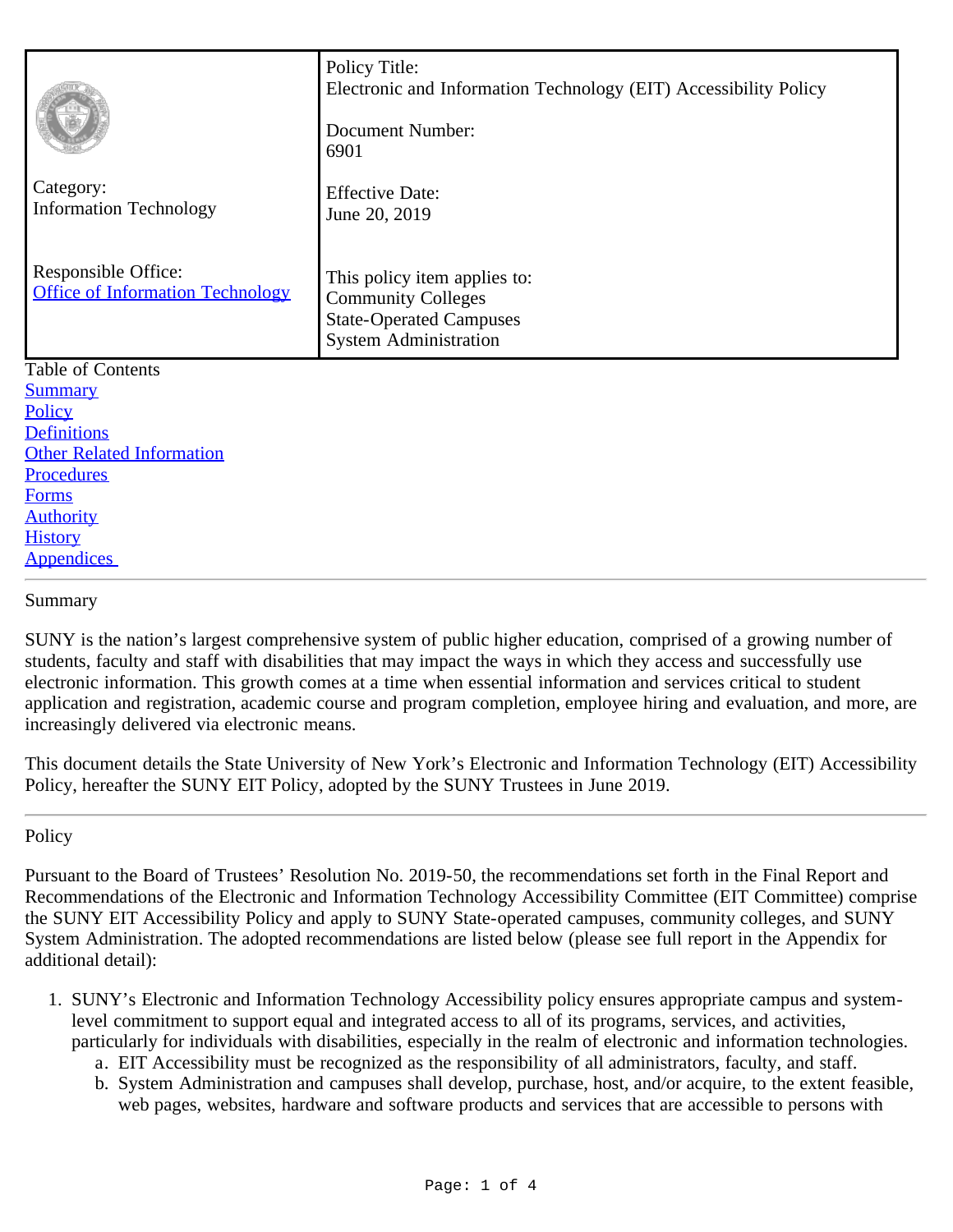| Category: Information Technology<br><br>Responsible Office: [Office of Information Technology]() | Policy Title: Electronic and Information Technology (EIT) Accessibility Policy<br><br>Document Number: 6901<br><br>Effective Date: June 20, 2019<br><br>This policy item applies to: Community Colleges<br>State-Operated Campuses<br>System Administration |
|---|---|

Table of Contents

[Summary]()
[Policy]()
[Definitions]()
[Other Related Information]()
[Procedures]()
[Forms]()
[Authority]()
[History]()
[Appendices]()

---

## Summary

SUNY is the nation's largest comprehensive system of public higher education, comprised of a growing number of students, faculty and staff with disabilities that may impact the ways in which they access and successfully use electronic information. This growth comes at a time when essential information and services critical to student application and registration, academic course and program completion, employee hiring and evaluation, and more, are increasingly delivered via electronic means.

This document details the State University of New York's Electronic and Information Technology (EIT) Accessibility Policy, hereafter the SUNY EIT Policy, adopted by the SUNY Trustees in June 2019.

---

## Policy

Pursuant to the Board of Trustees' Resolution No. 2019-50, the recommendations set forth in the Final Report and Recommendations of the Electronic and Information Technology Accessibility Committee (EIT Committee) comprise the SUNY EIT Accessibility Policy and apply to SUNY State-operated campuses, community colleges, and SUNY System Administration. The adopted recommendations are listed below (please see full report in the Appendix for additional detail):

1. SUNY's Electronic and Information Technology Accessibility policy ensures appropriate campus and system-level commitment to support equal and integrated access to all of its programs, services, and activities, particularly for individuals with disabilities, especially in the realm of electronic and information technologies.
   a. EIT Accessibility must be recognized as the responsibility of all administrators, faculty, and staff.
   b. System Administration and campuses shall develop, purchase, host, and/or acquire, to the extent feasible, web pages, websites, hardware and software products and services that are accessible to persons with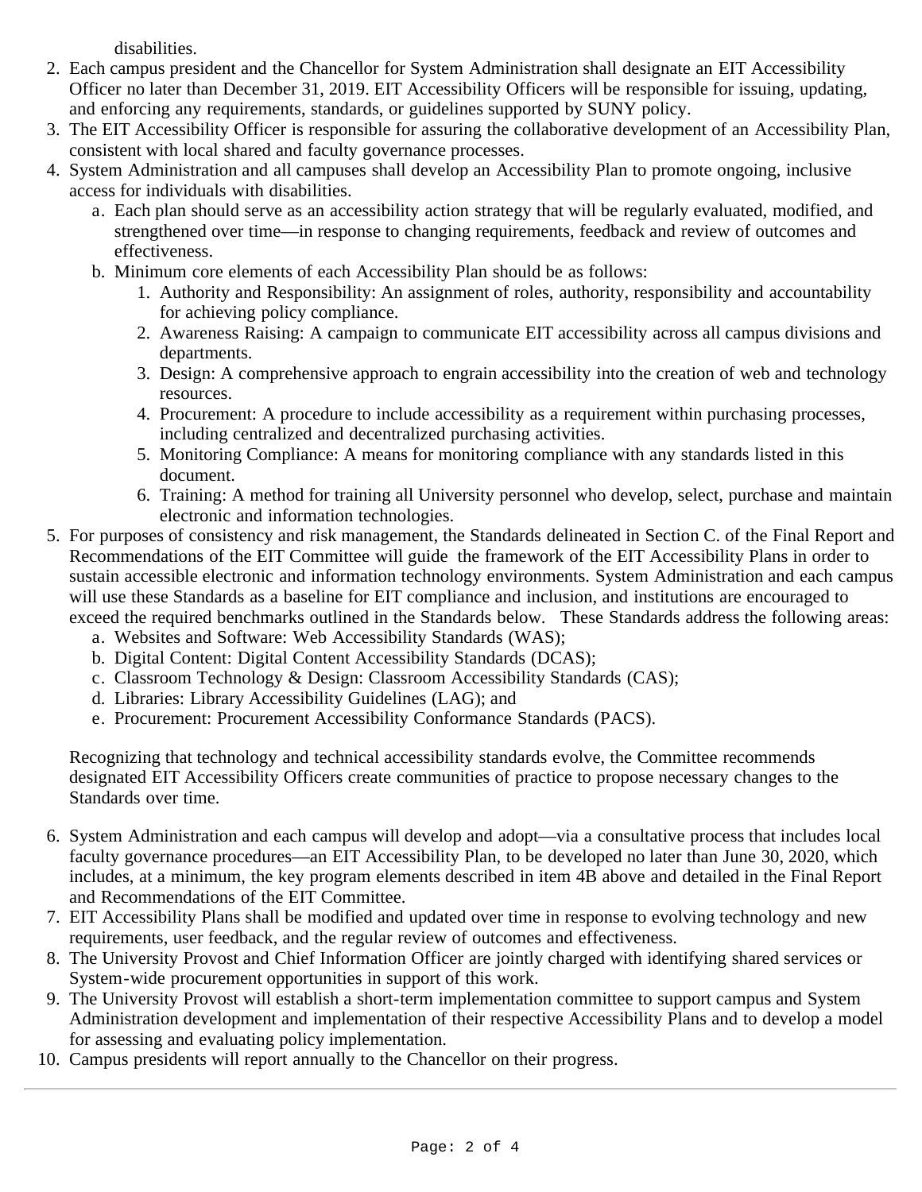disabilities.

2. Each campus president and the Chancellor for System Administration shall designate an EIT Accessibility Officer no later than December 31, 2019. EIT Accessibility Officers will be responsible for issuing, updating, and enforcing any requirements, standards, or guidelines supported by SUNY policy.
3. The EIT Accessibility Officer is responsible for assuring the collaborative development of an Accessibility Plan, consistent with local shared and faculty governance processes.
4. System Administration and all campuses shall develop an Accessibility Plan to promote ongoing, inclusive access for individuals with disabilities.
   a. Each plan should serve as an accessibility action strategy that will be regularly evaluated, modified, and strengthened over time—in response to changing requirements, feedback and review of outcomes and effectiveness.
   b. Minimum core elements of each Accessibility Plan should be as follows:
      1. Authority and Responsibility: An assignment of roles, authority, responsibility and accountability for achieving policy compliance.
      2. Awareness Raising: A campaign to communicate EIT accessibility across all campus divisions and departments.
      3. Design: A comprehensive approach to engrain accessibility into the creation of web and technology resources.
      4. Procurement: A procedure to include accessibility as a requirement within purchasing processes, including centralized and decentralized purchasing activities.
      5. Monitoring Compliance: A means for monitoring compliance with any standards listed in this document.
      6. Training: A method for training all University personnel who develop, select, purchase and maintain electronic and information technologies.
5. For purposes of consistency and risk management, the Standards delineated in Section C. of the Final Report and Recommendations of the EIT Committee will guide the framework of the EIT Accessibility Plans in order to sustain accessible electronic and information technology environments. System Administration and each campus will use these Standards as a baseline for EIT compliance and inclusion, and institutions are encouraged to exceed the required benchmarks outlined in the Standards below. These Standards address the following areas:
   a. Websites and Software: Web Accessibility Standards (WAS);
   b. Digital Content: Digital Content Accessibility Standards (DCAS);
   c. Classroom Technology & Design: Classroom Accessibility Standards (CAS);
   d. Libraries: Library Accessibility Guidelines (LAG); and
   e. Procurement: Procurement Accessibility Conformance Standards (PACS).

   Recognizing that technology and technical accessibility standards evolve, the Committee recommends designated EIT Accessibility Officers create communities of practice to propose necessary changes to the Standards over time.

6. System Administration and each campus will develop and adopt—via a consultative process that includes local faculty governance procedures—an EIT Accessibility Plan, to be developed no later than June 30, 2020, which includes, at a minimum, the key program elements described in item 4B above and detailed in the Final Report and Recommendations of the EIT Committee.
7. EIT Accessibility Plans shall be modified and updated over time in response to evolving technology and new requirements, user feedback, and the regular review of outcomes and effectiveness.
8. The University Provost and Chief Information Officer are jointly charged with identifying shared services or System-wide procurement opportunities in support of this work.
9. The University Provost will establish a short-term implementation committee to support campus and System Administration development and implementation of their respective Accessibility Plans and to develop a model for assessing and evaluating policy implementation.
10. Campus presidents will report annually to the Chancellor on their progress.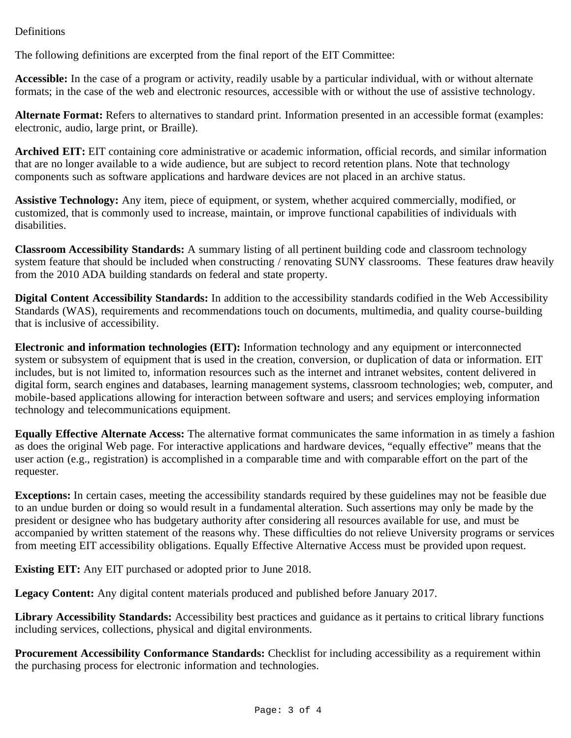Definitions

The following definitions are excerpted from the final report of the EIT Committee:

**Accessible:** In the case of a program or activity, readily usable by a particular individual, with or without alternate formats; in the case of the web and electronic resources, accessible with or without the use of assistive technology.

**Alternate Format:** Refers to alternatives to standard print. Information presented in an accessible format (examples: electronic, audio, large print, or Braille).

**Archived EIT:** EIT containing core administrative or academic information, official records, and similar information that are no longer available to a wide audience, but are subject to record retention plans. Note that technology components such as software applications and hardware devices are not placed in an archive status.

**Assistive Technology:** Any item, piece of equipment, or system, whether acquired commercially, modified, or customized, that is commonly used to increase, maintain, or improve functional capabilities of individuals with disabilities.

**Classroom Accessibility Standards:** A summary listing of all pertinent building code and classroom technology system feature that should be included when constructing / renovating SUNY classrooms. These features draw heavily from the 2010 ADA building standards on federal and state property.

**Digital Content Accessibility Standards:** In addition to the accessibility standards codified in the Web Accessibility Standards (WAS), requirements and recommendations touch on documents, multimedia, and quality course-building that is inclusive of accessibility.

**Electronic and information technologies (EIT):** Information technology and any equipment or interconnected system or subsystem of equipment that is used in the creation, conversion, or duplication of data or information. EIT includes, but is not limited to, information resources such as the internet and intranet websites, content delivered in digital form, search engines and databases, learning management systems, classroom technologies; web, computer, and mobile-based applications allowing for interaction between software and users; and services employing information technology and telecommunications equipment.

**Equally Effective Alternate Access:** The alternative format communicates the same information in as timely a fashion as does the original Web page. For interactive applications and hardware devices, "equally effective" means that the user action (e.g., registration) is accomplished in a comparable time and with comparable effort on the part of the requester.

**Exceptions:** In certain cases, meeting the accessibility standards required by these guidelines may not be feasible due to an undue burden or doing so would result in a fundamental alteration. Such assertions may only be made by the president or designee who has budgetary authority after considering all resources available for use, and must be accompanied by written statement of the reasons why. These difficulties do not relieve University programs or services from meeting EIT accessibility obligations. Equally Effective Alternative Access must be provided upon request.

**Existing EIT:** Any EIT purchased or adopted prior to June 2018.

**Legacy Content:** Any digital content materials produced and published before January 2017.

**Library Accessibility Standards:** Accessibility best practices and guidance as it pertains to critical library functions including services, collections, physical and digital environments.

**Procurement Accessibility Conformance Standards:** Checklist for including accessibility as a requirement within the purchasing process for electronic information and technologies.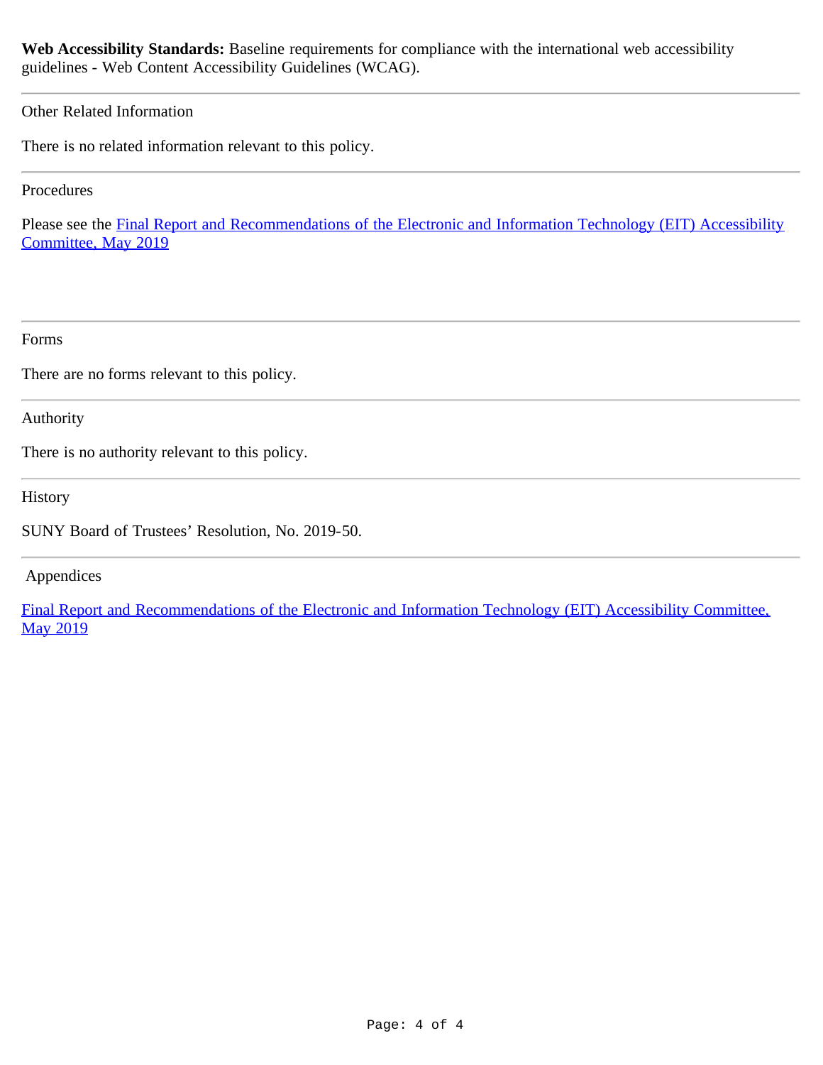**Web Accessibility Standards:** Baseline requirements for compliance with the international web accessibility guidelines - Web Content Accessibility Guidelines (WCAG).

---

## Other Related Information

There is no related information relevant to this policy.

---

## Procedures

Please see the Final Report and Recommendations of the Electronic and Information Technology (EIT) Accessibility Committee, May 2019

---

## Forms

There are no forms relevant to this policy.

---

## Authority

There is no authority relevant to this policy.

---

## History

SUNY Board of Trustees' Resolution, No. 2019-50.

---

## Appendices

Final Report and Recommendations of the Electronic and Information Technology (EIT) Accessibility Committee, May 2019